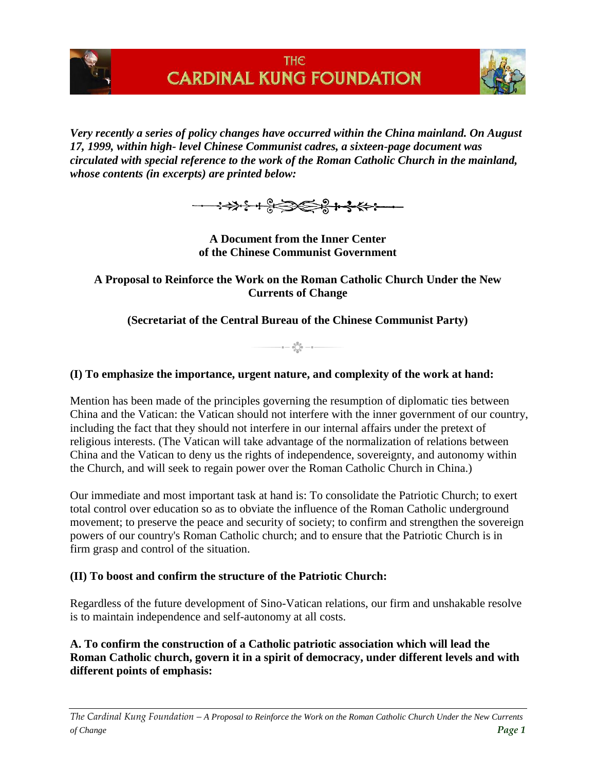*Very recently a series of policy changes have occurred within the China mainland. On August 17, 1999, within high- level Chinese Communist cadres, a sixteen-page document was circulated with special reference to the work of the Roman Catholic Church in the mainland, whose contents (in excerpts) are printed below:*

**A Document from the Inner Center of the Chinese Communist Government**

**A Proposal to Reinforce the Work on the Roman Catholic Church Under the New Currents of Change**

**(Secretariat of the Central Bureau of the Chinese Communist Party)**

### (I) To emphasize the importance, urgent nature, and complexity of the work at hand:

Mention has been made of the principles governing the resumption of diplomatic ties between China and the Vatican: the Vatican should not interfere with the inner government of our country, including the fact that they should not interfere in our internal affairs under the pretext of religious interests. (The Vatican will take advantage of the normalization of relations between China and the Vatican to deny us the rights of independence, sovereignty, and autonomy within the Church, and will seek to regain power over the Roman Catholic Church in China.)

Our immediate and most important task at hand is: To consolidate the Patriotic Church; to exert total control over education so as to obviate the influence of the Roman Catholic underground movement; to preserve the peace and security of society; to confirm and strengthen the sovereign powers of our country's Roman Catholic church; and to ensure that the Patriotic Church is in firm grasp and control of the situation.

### (II) To boost and confirm the structure of the Patriotic Church:

Regardless of the future development of Sino-Vatican relations, our firm and unshakable resolve is to maintain independence and self-autonomy at all costs.

**A. To confirm the construction of a Catholic patriotic association which will lead the Roman Catholic church, govern it in a spirit of democracy, under different levels and with different points of emphasis:**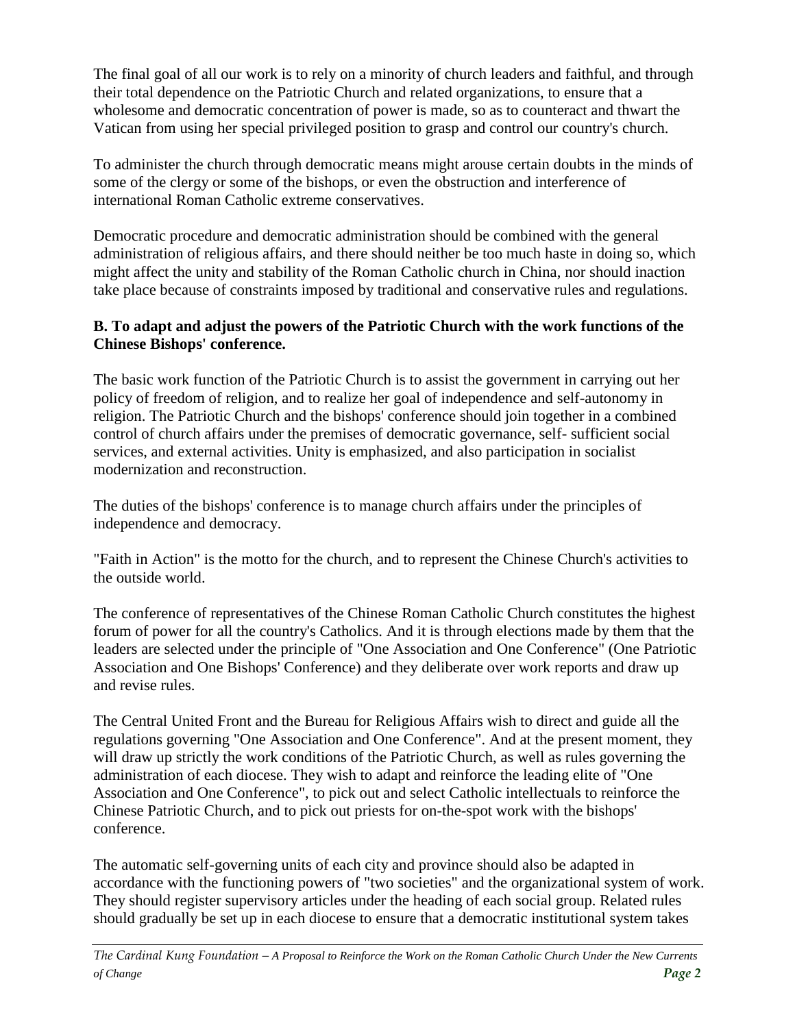The final goal of all our work is to rely on a minority of church leaders and faithful, and through their total dependence on the Patriotic Church and related organizations, to ensure that a wholesome and democratic concentration of power is made, so as to counteract and thwart the Vatican from using her special privileged position to grasp and control our country's church.

To administer the church through democratic means might arouse certain doubts in the minds of some of the clergy or some of the bishops, or even the obstruction and interference of international Roman Catholic extreme conservatives.

Democratic procedure and democratic administration should be combined with the general administration of religious affairs, and there should neither be too much haste in doing so, which might affect the unity and stability of the Roman Catholic church in China, nor should inaction take place because of constraints imposed by traditional and conservative rules and regulations.

**B. To adapt and adjust the powers of the Patriotic Church with the work functions of the Chinese Bishops' conference.**

The basic work function of the Patriotic Church is to assist the government in carrying out her policy of freedom of religion, and to realize her goal of independence and self-autonomy in religion. The Patriotic Church and the bishops' conference should join together in a combined control of church affairs under the premises of democratic governance, self- sufficient social services, and external activities. Unity is emphasized, and also participation in socialist modernization and reconstruction.

The duties of the bishops' conference is to manage church affairs under the principles of independence and democracy.

"Faith in Action" is the motto for the church, and to represent the Chinese Church's activities to the outside world.

The conference of representatives of the Chinese Roman Catholic Church constitutes the highest forum of power for all the country's Catholics. And it is through elections made by them that the leaders are selected under the principle of "One Association and One Conference" (One Patriotic Association and One Bishops' Conference) and they deliberate over work reports and draw up and revise rules.

The Central United Front and the Bureau for Religious Affairs wish to direct and guide all the regulations governing "One Association and One Conference". And at the present moment, they will draw up strictly the work conditions of the Patriotic Church, as well as rules governing the administration of each diocese. They wish to adapt and reinforce the leading elite of "One Association and One Conference", to pick out and select Catholic intellectuals to reinforce the Chinese Patriotic Church, and to pick out priests for on-the-spot work with the bishops' conference.

The automatic self-governing units of each city and province should also be adapted in accordance with the functioning powers of "two societies" and the organizational system of work. They should register supervisory articles under the heading of each social group. Related rules should gradually be set up in each diocese to ensure that a democratic institutional system takes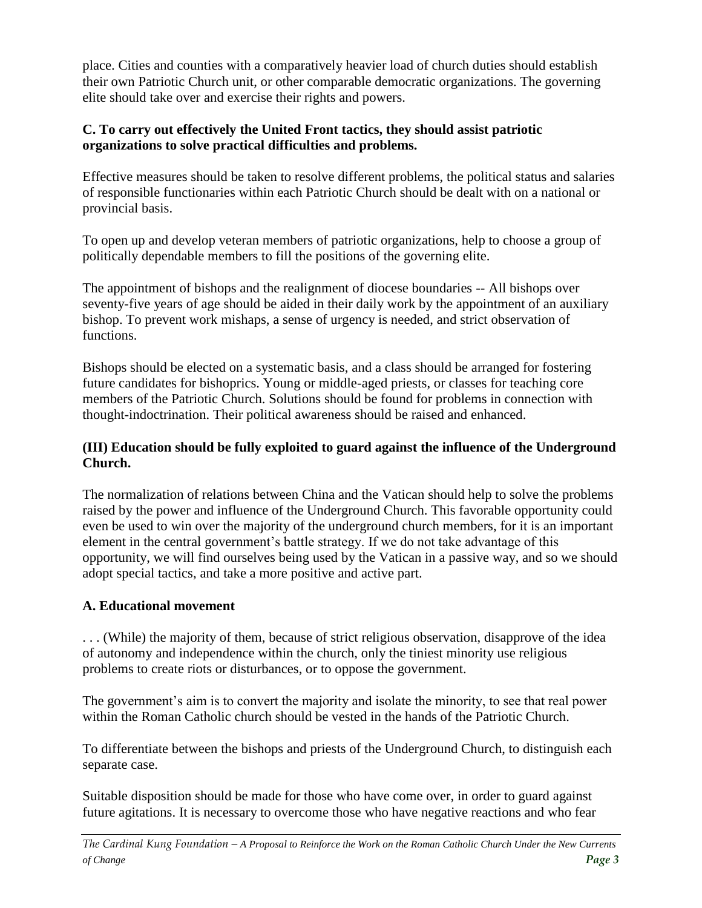place. Cities and counties with a comparatively heavier load of church duties should establish their own Patriotic Church unit, or other comparable democratic organizations. The governing elite should take over and exercise their rights and powers.

**C. To carry out effectively the United Front tactics, they should assist patriotic organizations to solve practical difficulties and problems.**

Effective measures should be taken to resolve different problems, the political status and salaries of responsible functionaries within each Patriotic Church should be dealt with on a national or provincial basis.

To open up and develop veteran members of patriotic organizations, help to choose a group of politically dependable members to fill the positions of the governing elite.

The appointment of bishops and the realignment of diocese boundaries -- All bishops over seventy-five years of age should be aided in their daily work by the appointment of an auxiliary bishop. To prevent work mishaps, a sense of urgency is needed, and strict observation of functions.

Bishops should be elected on a systematic basis, and a class should be arranged for fostering future candidates for bishoprics. Young or middle-aged priests, or classes for teaching core members of the Patriotic Church. Solutions should be found for problems in connection with thought-indoctrination. Their political awareness should be raised and enhanced.

**(III) Education should be fully exploited to guard against the influence of the Underground Church.**

The normalization of relations between China and the Vatican should help to solve the problems raised by the power and influence of the Underground Church. This favorable opportunity could even be used to win over the majority of the underground church members, for it is an important element in the central government's battle strategy. If we do not take advantage of this opportunity, we will find ourselves being used by the Vatican in a passive way, and so we should adopt special tactics, and take a more positive and active part.

**A. Educational movement**

. . . (While) the majority of them, because of strict religious observation, disapprove of the idea of autonomy and independence within the church, only the tiniest minority use religious problems to create riots or disturbances, or to oppose the government.

The government's aim is to convert the majority and isolate the minority, to see that real power within the Roman Catholic church should be vested in the hands of the Patriotic Church.

To differentiate between the bishops and priests of the Underground Church, to distinguish each separate case.

Suitable disposition should be made for those who have come over, in order to guard against future agitations. It is necessary to overcome those who have negative reactions and who fear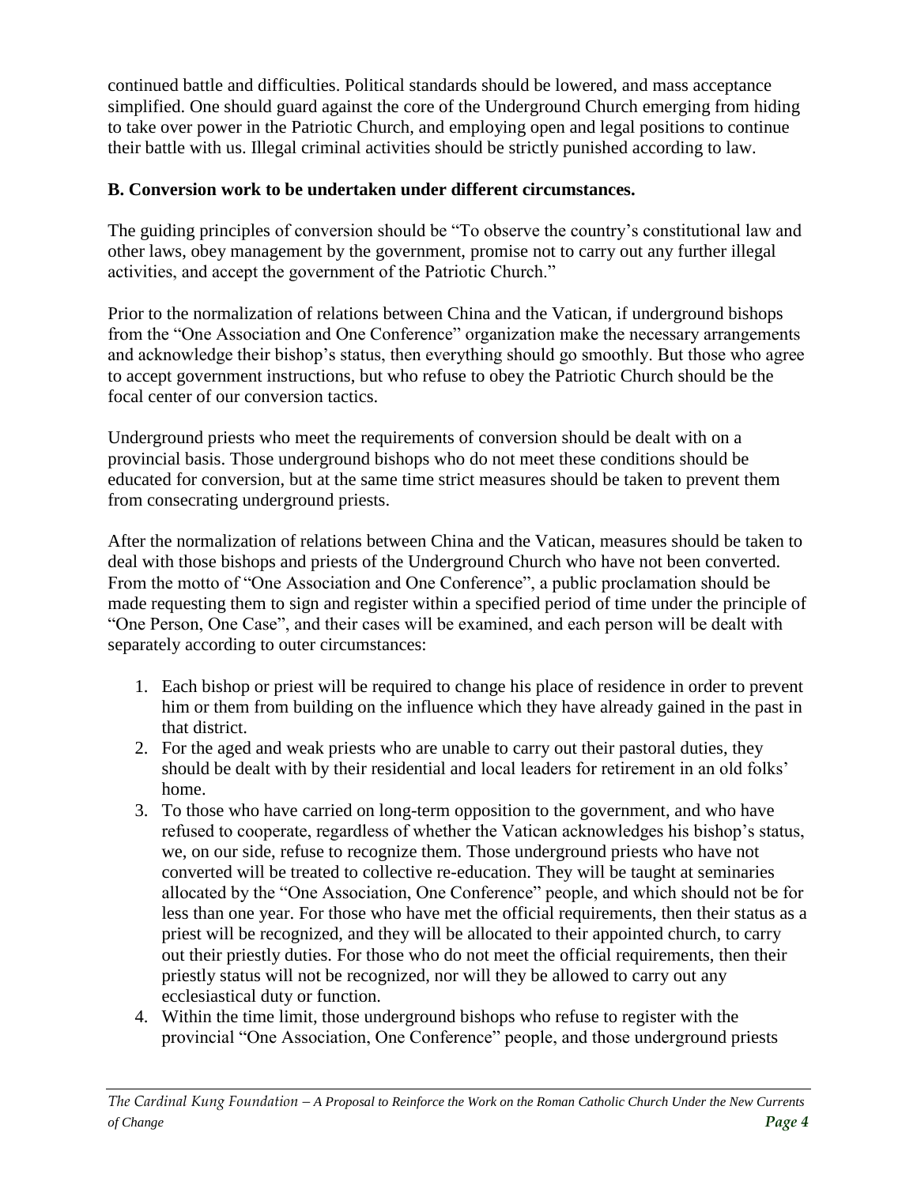continued battle and difficulties. Political standards should be lowered, and mass acceptance simplified. One should guard against the core of the Underground Church emerging from hiding to take over power in the Patriotic Church, and employing open and legal positions to continue their battle with us. Illegal criminal activities should be strictly punished according to law.

**B. Conversion work to be undertaken under different circumstances.**

The guiding principles of conversion should be "To observe the country's constitutional law and other laws, obey management by the government, promise not to carry out any further illegal activities, and accept the government of the Patriotic Church."

Prior to the normalization of relations between China and the Vatican, if underground bishops from the "One Association and One Conference" organization make the necessary arrangements and acknowledge their bishop's status, then everything should go smoothly. But those who agree to accept government instructions, but who refuse to obey the Patriotic Church should be the focal center of our conversion tactics.

Underground priests who meet the requirements of conversion should be dealt with on a provincial basis. Those underground bishops who do not meet these conditions should be educated for conversion, but at the same time strict measures should be taken to prevent them from consecrating underground priests.

After the normalization of relations between China and the Vatican, measures should be taken to deal with those bishops and priests of the Underground Church who have not been converted. From the motto of "One Association and One Conference", a public proclamation should be made requesting them to sign and register within a specified period of time under the principle of "One Person, One Case", and their cases will be examined, and each person will be dealt with separately according to outer circumstances:

1. Each bishop or priest will be required to change his place of residence in order to prevent him or them from building on the influence which they have already gained in the past in that district.
2. For the aged and weak priests who are unable to carry out their pastoral duties, they should be dealt with by their residential and local leaders for retirement in an old folks' home.
3. To those who have carried on long-term opposition to the government, and who have refused to cooperate, regardless of whether the Vatican acknowledges his bishop's status, we, on our side, refuse to recognize them. Those underground priests who have not converted will be treated to collective re-education. They will be taught at seminaries allocated by the "One Association, One Conference" people, and which should not be for less than one year. For those who have met the official requirements, then their status as a priest will be recognized, and they will be allocated to their appointed church, to carry out their priestly duties. For those who do not meet the official requirements, then their priestly status will not be recognized, nor will they be allowed to carry out any ecclesiastical duty or function.
4. Within the time limit, those underground bishops who refuse to register with the provincial "One Association, One Conference" people, and those underground priests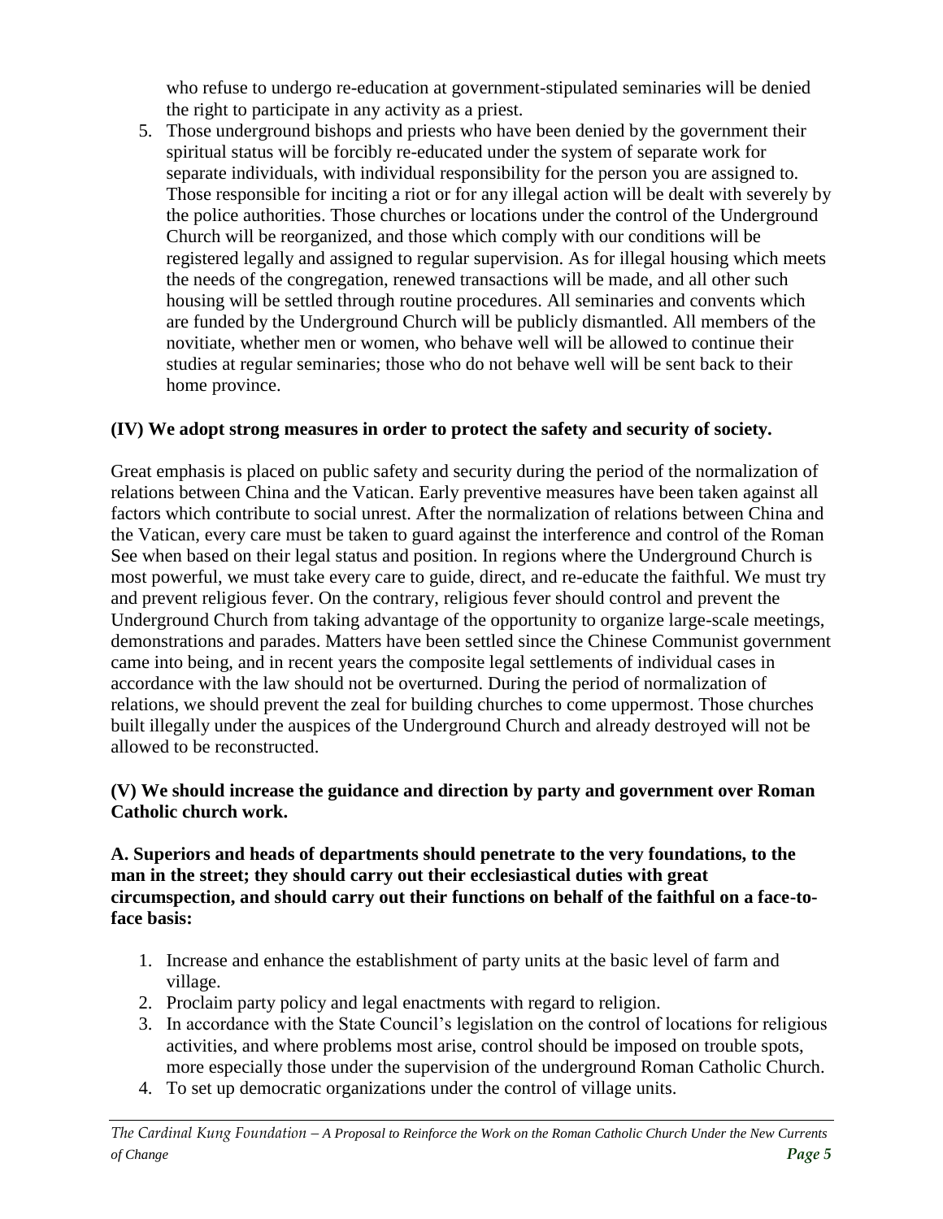who refuse to undergo re-education at government-stipulated seminaries will be denied the right to participate in any activity as a priest.

5. Those underground bishops and priests who have been denied by the government their spiritual status will be forcibly re-educated under the system of separate work for separate individuals, with individual responsibility for the person you are assigned to. Those responsible for inciting a riot or for any illegal action will be dealt with severely by the police authorities. Those churches or locations under the control of the Underground Church will be reorganized, and those which comply with our conditions will be registered legally and assigned to regular supervision. As for illegal housing which meets the needs of the congregation, renewed transactions will be made, and all other such housing will be settled through routine procedures. All seminaries and convents which are funded by the Underground Church will be publicly dismantled. All members of the novitiate, whether men or women, who behave well will be allowed to continue their studies at regular seminaries; those who do not behave well will be sent back to their home province.

**(IV) We adopt strong measures in order to protect the safety and security of society.**

Great emphasis is placed on public safety and security during the period of the normalization of relations between China and the Vatican. Early preventive measures have been taken against all factors which contribute to social unrest. After the normalization of relations between China and the Vatican, every care must be taken to guard against the interference and control of the Roman See when based on their legal status and position. In regions where the Underground Church is most powerful, we must take every care to guide, direct, and re-educate the faithful. We must try and prevent religious fever. On the contrary, religious fever should control and prevent the Underground Church from taking advantage of the opportunity to organize large-scale meetings, demonstrations and parades. Matters have been settled since the Chinese Communist government came into being, and in recent years the composite legal settlements of individual cases in accordance with the law should not be overturned. During the period of normalization of relations, we should prevent the zeal for building churches to come uppermost. Those churches built illegally under the auspices of the Underground Church and already destroyed will not be allowed to be reconstructed.

**(V) We should increase the guidance and direction by party and government over Roman Catholic church work.**

**A. Superiors and heads of departments should penetrate to the very foundations, to the man in the street; they should carry out their ecclesiastical duties with great circumspection, and should carry out their functions on behalf of the faithful on a face-to-face basis:**

1. Increase and enhance the establishment of party units at the basic level of farm and village.
2. Proclaim party policy and legal enactments with regard to religion.
3. In accordance with the State Council's legislation on the control of locations for religious activities, and where problems most arise, control should be imposed on trouble spots, more especially those under the supervision of the underground Roman Catholic Church.
4. To set up democratic organizations under the control of village units.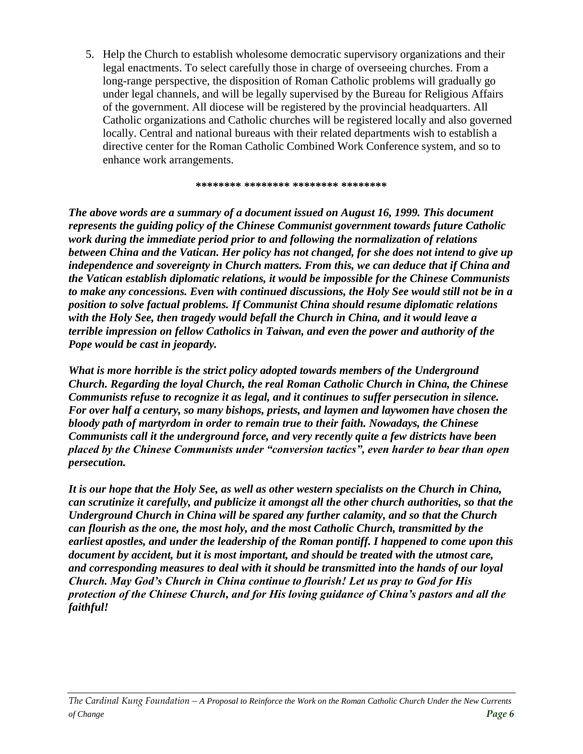5. Help the Church to establish wholesome democratic supervisory organizations and their legal enactments. To select carefully those in charge of overseeing churches. From a long-range perspective, the disposition of Roman Catholic problems will gradually go under legal channels, and will be legally supervised by the Bureau for Religious Affairs of the government. All diocese will be registered by the provincial headquarters. All Catholic organizations and Catholic churches will be registered locally and also governed locally. Central and national bureaus with their related departments wish to establish a directive center for the Roman Catholic Combined Work Conference system, and so to enhance work arrangements.

******** ******** ******** ********

***The above words are a summary of a document issued on August 16, 1999. This document represents the guiding policy of the Chinese Communist government towards future Catholic work during the immediate period prior to and following the normalization of relations between China and the Vatican. Her policy has not changed, for she does not intend to give up independence and sovereignty in Church matters. From this, we can deduce that if China and the Vatican establish diplomatic relations, it would be impossible for the Chinese Communists to make any concessions. Even with continued discussions, the Holy See would still not be in a position to solve factual problems. If Communist China should resume diplomatic relations with the Holy See, then tragedy would befall the Church in China, and it would leave a terrible impression on fellow Catholics in Taiwan, and even the power and authority of the Pope would be cast in jeopardy.***

***What is more horrible is the strict policy adopted towards members of the Underground Church. Regarding the loyal Church, the real Roman Catholic Church in China, the Chinese Communists refuse to recognize it as legal, and it continues to suffer persecution in silence. For over half a century, so many bishops, priests, and laymen and laywomen have chosen the bloody path of martyrdom in order to remain true to their faith. Nowadays, the Chinese Communists call it the underground force, and very recently quite a few districts have been placed by the Chinese Communists under "conversion tactics", even harder to bear than open persecution.***

***It is our hope that the Holy See, as well as other western specialists on the Church in China, can scrutinize it carefully, and publicize it amongst all the other church authorities, so that the Underground Church in China will be spared any further calamity, and so that the Church can flourish as the one, the most holy, and the most Catholic Church, transmitted by the earliest apostles, and under the leadership of the Roman pontiff. I happened to come upon this document by accident, but it is most important, and should be treated with the utmost care, and corresponding measures to deal with it should be transmitted into the hands of our loyal Church. May God's Church in China continue to flourish! Let us pray to God for His protection of the Chinese Church, and for His loving guidance of China's pastors and all the faithful!***